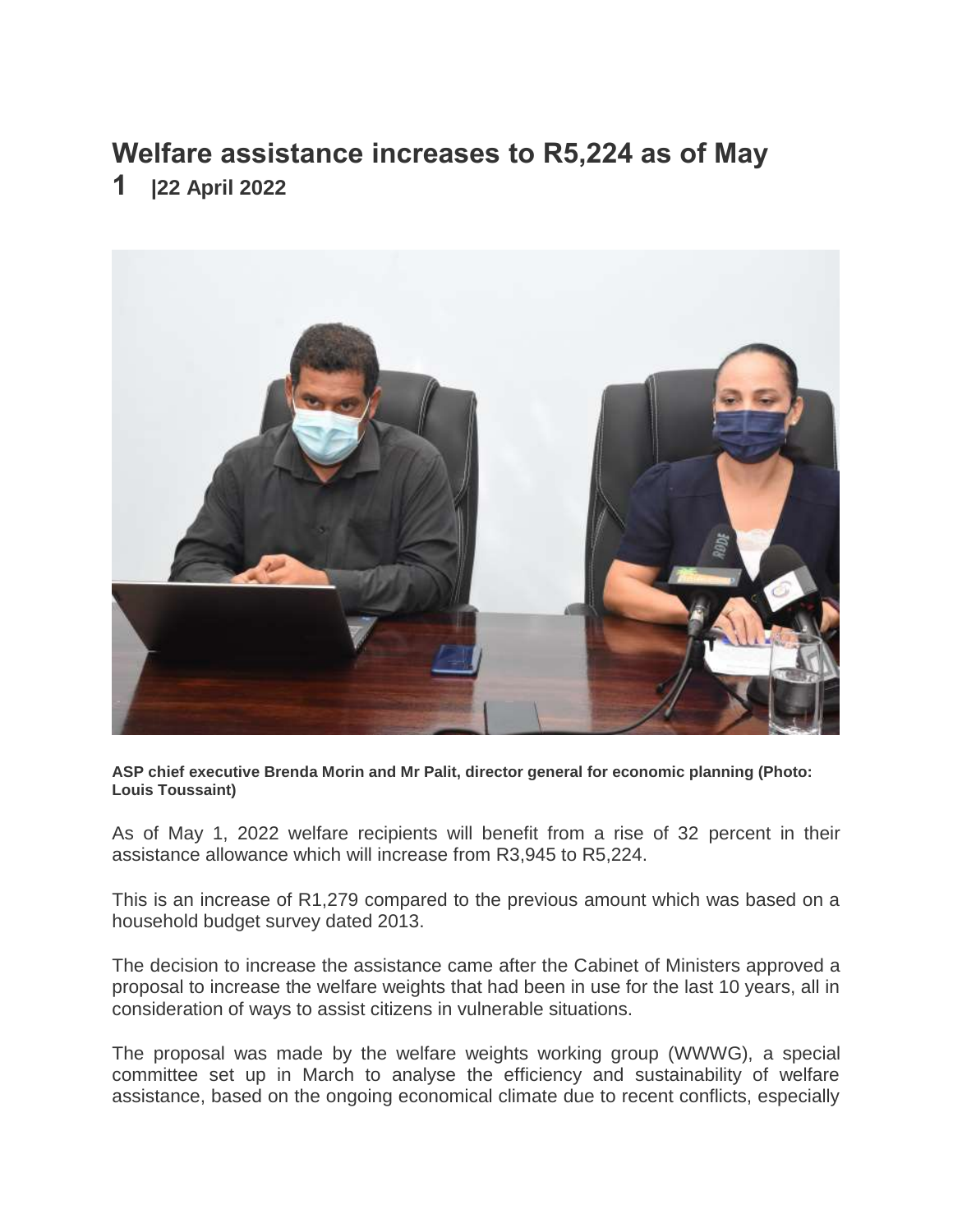# Welfare assistance increases to R5,224 as of May 1 |22 April 2022

ASP chief executive Brenda Morin and Mr Palit, director general for economic planning (Photo: Louis Toussaint)

As of May 1, 2022 welfare recipients will benefit from a rise of 32 percent in their assistance allowance which will increase from R3,945 to R5,224.

This is an increase of R1,279 compared to the previous amount which was based on a household budget survey dated 2013.

The decision to increase the assistance came after the Cabinet of Ministers approved a proposal to increase the welfare weights that had been in use for the last 10 years, all in consideration of ways to assist citizens in vulnerable situations.

The proposal was made by the welfare weights working group (WWWG), a special committee set up in March to analyse the efficiency and sustainability of welfare assistance, based on the ongoing economical climate due to recent conflicts, especially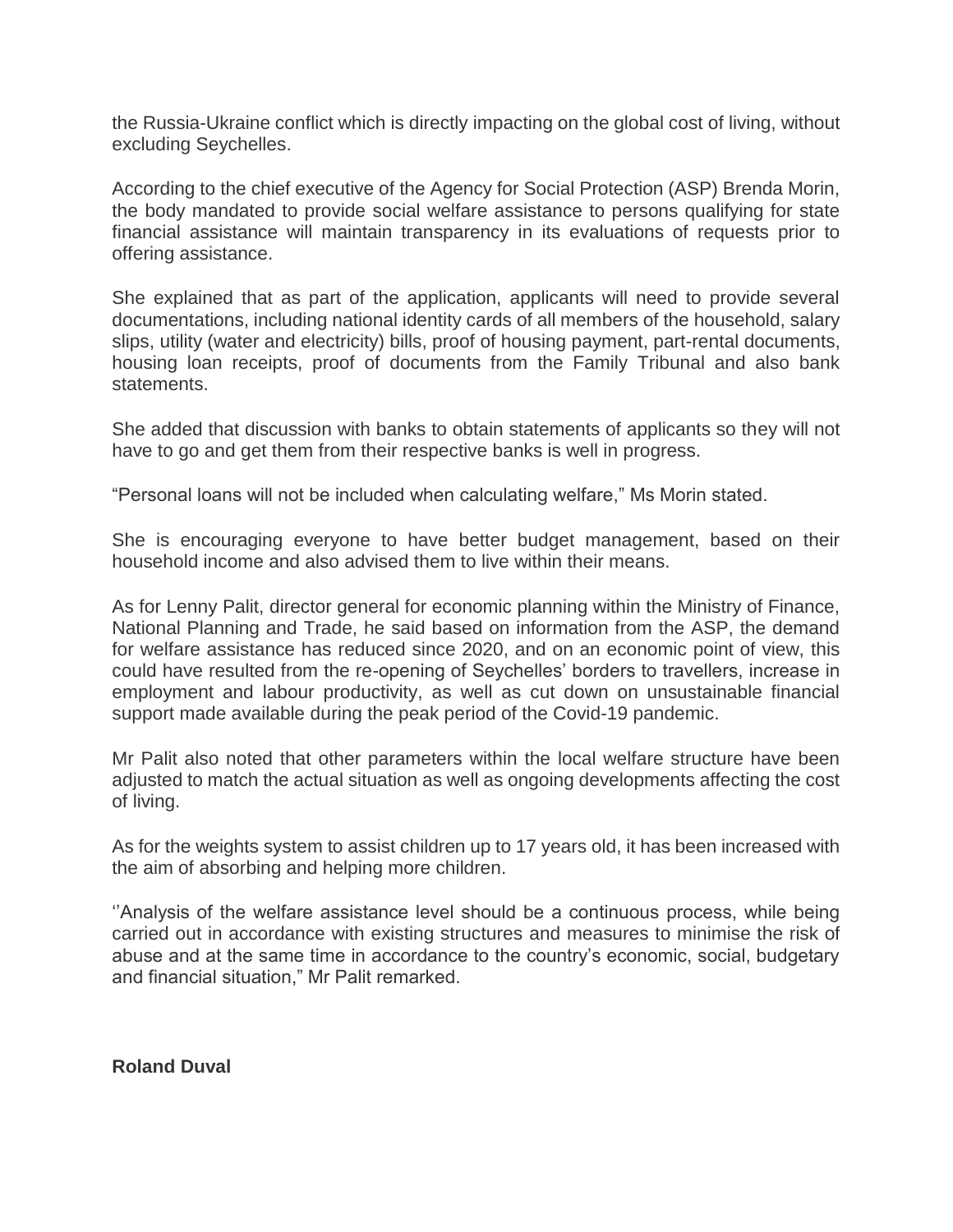the Russia-Ukraine conflict which is directly impacting on the global cost of living, without excluding Seychelles.

According to the chief executive of the Agency for Social Protection (ASP) Brenda Morin, the body mandated to provide social welfare assistance to persons qualifying for state financial assistance will maintain transparency in its evaluations of requests prior to offering assistance.

She explained that as part of the application, applicants will need to provide several documentations, including national identity cards of all members of the household, salary slips, utility (water and electricity) bills, proof of housing payment, part-rental documents, housing loan receipts, proof of documents from the Family Tribunal and also bank statements.

She added that discussion with banks to obtain statements of applicants so they will not have to go and get them from their respective banks is well in progress.

“Personal loans will not be included when calculating welfare,” Ms Morin stated.

She is encouraging everyone to have better budget management, based on their household income and also advised them to live within their means.

As for Lenny Palit, director general for economic planning within the Ministry of Finance, National Planning and Trade, he said based on information from the ASP, the demand for welfare assistance has reduced since 2020, and on an economic point of view, this could have resulted from the re-opening of Seychelles’ borders to travellers, increase in employment and labour productivity, as well as cut down on unsustainable financial support made available during the peak period of the Covid-19 pandemic.

Mr Palit also noted that other parameters within the local welfare structure have been adjusted to match the actual situation as well as ongoing developments affecting the cost of living.

As for the weights system to assist children up to 17 years old, it has been increased with the aim of absorbing and helping more children.

‘’Analysis of the welfare assistance level should be a continuous process, while being carried out in accordance with existing structures and measures to minimise the risk of abuse and at the same time in accordance to the country’s economic, social, budgetary and financial situation,” Mr Palit remarked.

**Roland Duval**